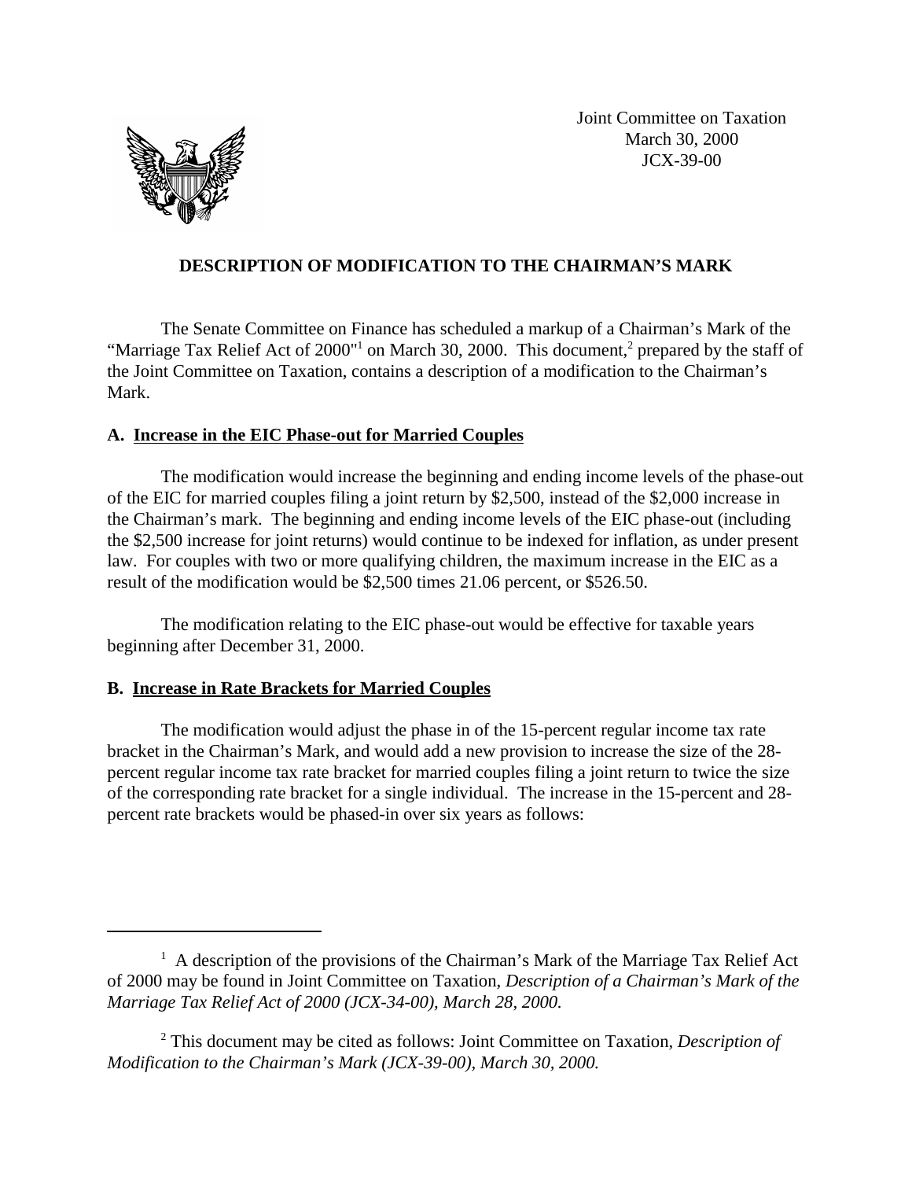Joint Committee on Taxation
March 30, 2000
JCX-39-00

## DESCRIPTION OF MODIFICATION TO THE CHAIRMAN'S MARK

The Senate Committee on Finance has scheduled a markup of a Chairman's Mark of the "Marriage Tax Relief Act of 2000"[1] on March 30, 2000. This document,[2] prepared by the staff of the Joint Committee on Taxation, contains a description of a modification to the Chairman's Mark.

### A. Increase in the EIC Phase-out for Married Couples

The modification would increase the beginning and ending income levels of the phase-out of the EIC for married couples filing a joint return by $2,500, instead of the $2,000 increase in the Chairman's mark. The beginning and ending income levels of the EIC phase-out (including the $2,500 increase for joint returns) would continue to be indexed for inflation, as under present law. For couples with two or more qualifying children, the maximum increase in the EIC as a result of the modification would be $2,500 times 21.06 percent, or $526.50.

The modification relating to the EIC phase-out would be effective for taxable years beginning after December 31, 2000.

### B. Increase in Rate Brackets for Married Couples

The modification would adjust the phase in of the 15-percent regular income tax rate bracket in the Chairman's Mark, and would add a new provision to increase the size of the 28-percent regular income tax rate bracket for married couples filing a joint return to twice the size of the corresponding rate bracket for a single individual. The increase in the 15-percent and 28-percent rate brackets would be phased-in over six years as follows:

---

[1] A description of the provisions of the Chairman's Mark of the Marriage Tax Relief Act of 2000 may be found in Joint Committee on Taxation, *Description of a Chairman's Mark of the Marriage Tax Relief Act of 2000 (JCX-34-00), March 28, 2000.*

[2] This document may be cited as follows: Joint Committee on Taxation, *Description of Modification to the Chairman's Mark (JCX-39-00), March 30, 2000.*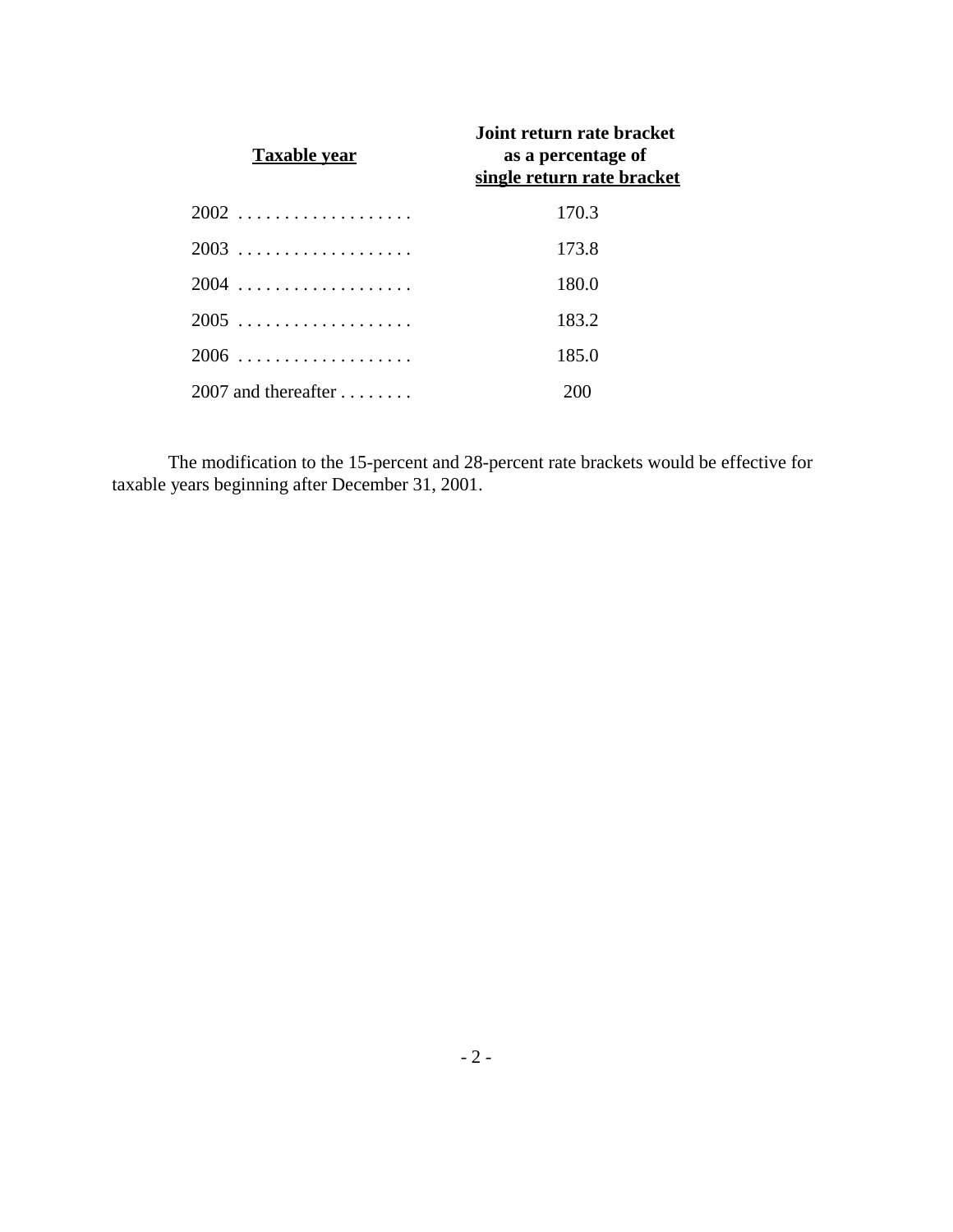| Taxable year | Joint return rate bracket as a percentage of single return rate bracket |
|---|---|
| 2002 . . . . . . . . . . . . . . . . . . . | 170.3 |
| 2003 . . . . . . . . . . . . . . . . . . . | 173.8 |
| 2004 . . . . . . . . . . . . . . . . . . . | 180.0 |
| 2005 . . . . . . . . . . . . . . . . . . . | 183.2 |
| 2006 . . . . . . . . . . . . . . . . . . . | 185.0 |
| 2007 and thereafter . . . . . . . . | 200 |

The modification to the 15-percent and 28-percent rate brackets would be effective for taxable years beginning after December 31, 2001.